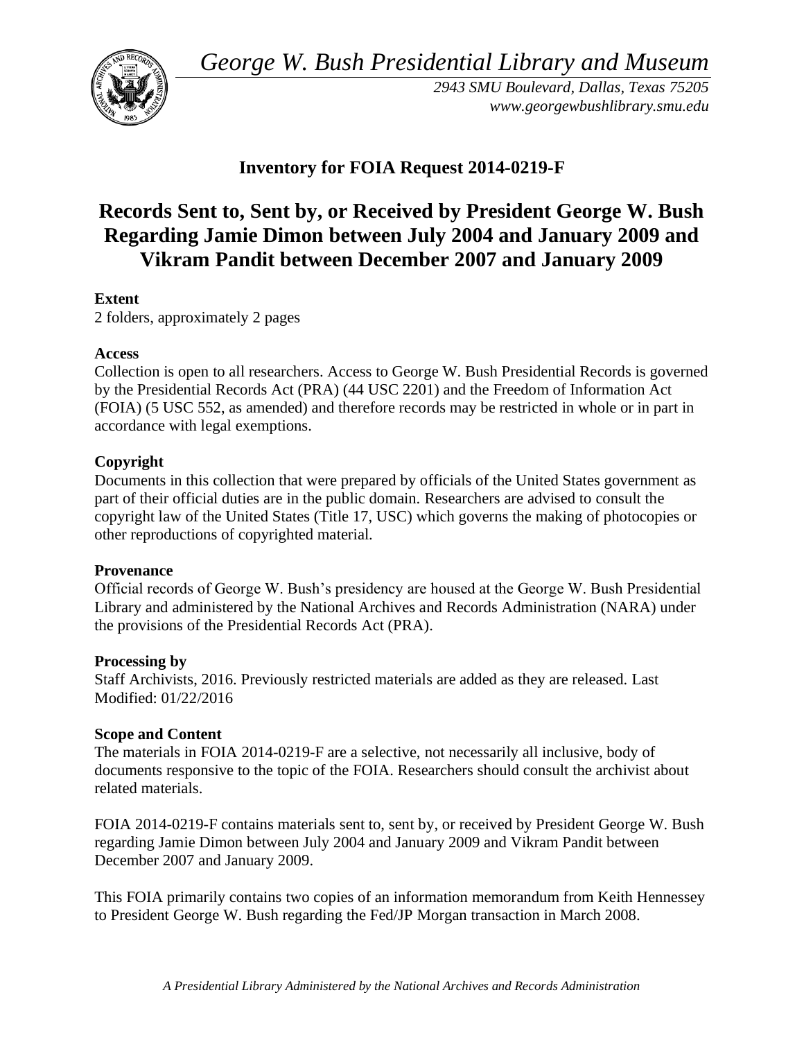*George W. Bush Presidential Library and Museum*

*2943 SMU Boulevard, Dallas, Texas 75205*
*www.georgewbushlibrary.smu.edu*

## Inventory for FOIA Request 2014-0219-F

# Records Sent to, Sent by, or Received by President George W. Bush Regarding Jamie Dimon between July 2004 and January 2009 and Vikram Pandit between December 2007 and January 2009

**Extent**
2 folders, approximately 2 pages

**Access**
Collection is open to all researchers. Access to George W. Bush Presidential Records is governed by the Presidential Records Act (PRA) (44 USC 2201) and the Freedom of Information Act (FOIA) (5 USC 552, as amended) and therefore records may be restricted in whole or in part in accordance with legal exemptions.

**Copyright**
Documents in this collection that were prepared by officials of the United States government as part of their official duties are in the public domain. Researchers are advised to consult the copyright law of the United States (Title 17, USC) which governs the making of photocopies or other reproductions of copyrighted material.

**Provenance**
Official records of George W. Bush's presidency are housed at the George W. Bush Presidential Library and administered by the National Archives and Records Administration (NARA) under the provisions of the Presidential Records Act (PRA).

**Processing by**
Staff Archivists, 2016. Previously restricted materials are added as they are released. Last Modified: 01/22/2016

**Scope and Content**
The materials in FOIA 2014-0219-F are a selective, not necessarily all inclusive, body of documents responsive to the topic of the FOIA. Researchers should consult the archivist about related materials.

FOIA 2014-0219-F contains materials sent to, sent by, or received by President George W. Bush regarding Jamie Dimon between July 2004 and January 2009 and Vikram Pandit between December 2007 and January 2009.

This FOIA primarily contains two copies of an information memorandum from Keith Hennessey to President George W. Bush regarding the Fed/JP Morgan transaction in March 2008.

*A Presidential Library Administered by the National Archives and Records Administration*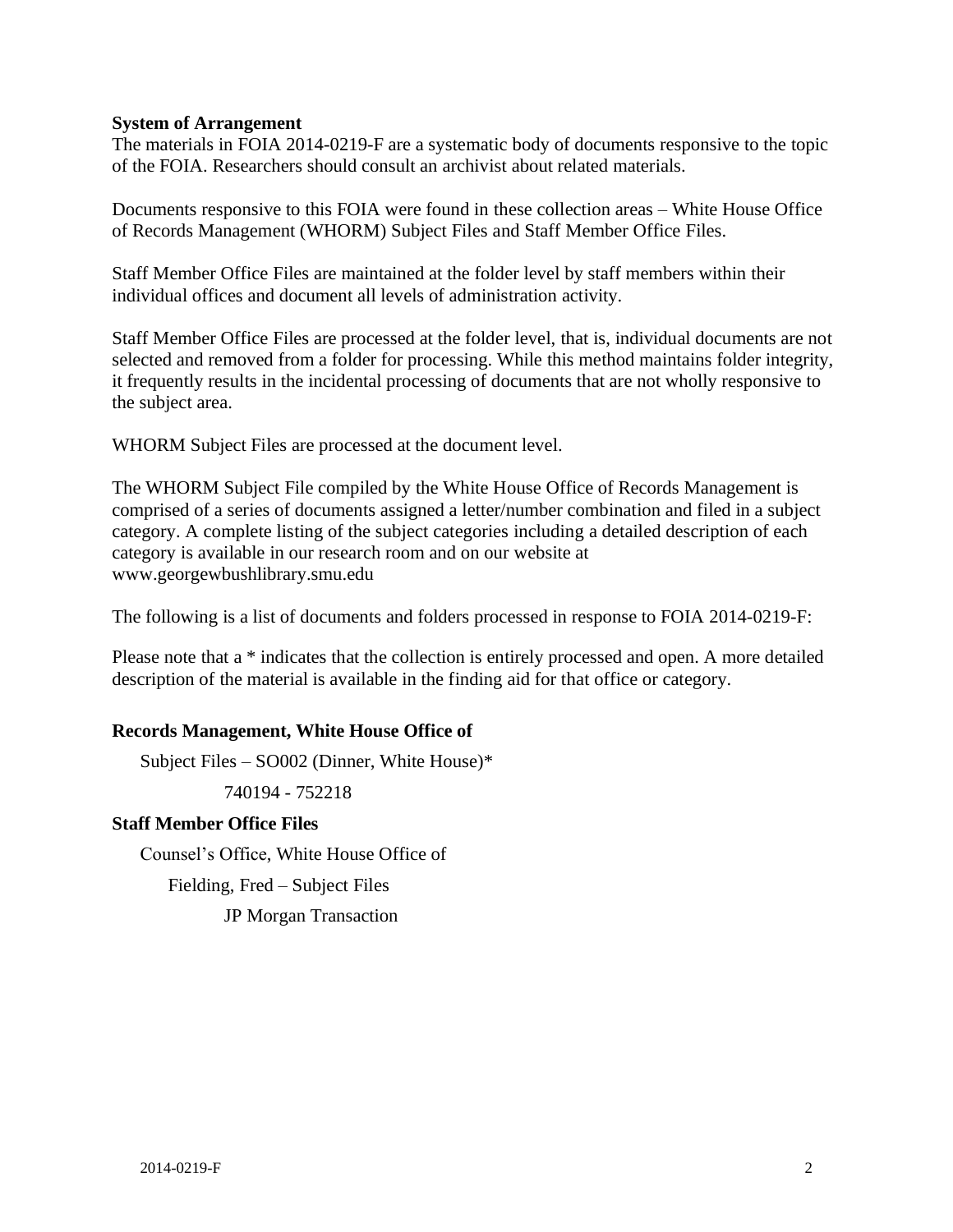**System of Arrangement**

The materials in FOIA 2014-0219-F are a systematic body of documents responsive to the topic of the FOIA. Researchers should consult an archivist about related materials.

Documents responsive to this FOIA were found in these collection areas – White House Office of Records Management (WHORM) Subject Files and Staff Member Office Files.

Staff Member Office Files are maintained at the folder level by staff members within their individual offices and document all levels of administration activity.

Staff Member Office Files are processed at the folder level, that is, individual documents are not selected and removed from a folder for processing. While this method maintains folder integrity, it frequently results in the incidental processing of documents that are not wholly responsive to the subject area.

WHORM Subject Files are processed at the document level.

The WHORM Subject File compiled by the White House Office of Records Management is comprised of a series of documents assigned a letter/number combination and filed in a subject category. A complete listing of the subject categories including a detailed description of each category is available in our research room and on our website at www.georgewbushlibrary.smu.edu

The following is a list of documents and folders processed in response to FOIA 2014-0219-F:

Please note that a * indicates that the collection is entirely processed and open. A more detailed description of the material is available in the finding aid for that office or category.

**Records Management, White House Office of**

Subject Files – SO002 (Dinner, White House)*

740194 - 752218

**Staff Member Office Files**

Counsel's Office, White House Office of

Fielding, Fred – Subject Files

JP Morgan Transaction